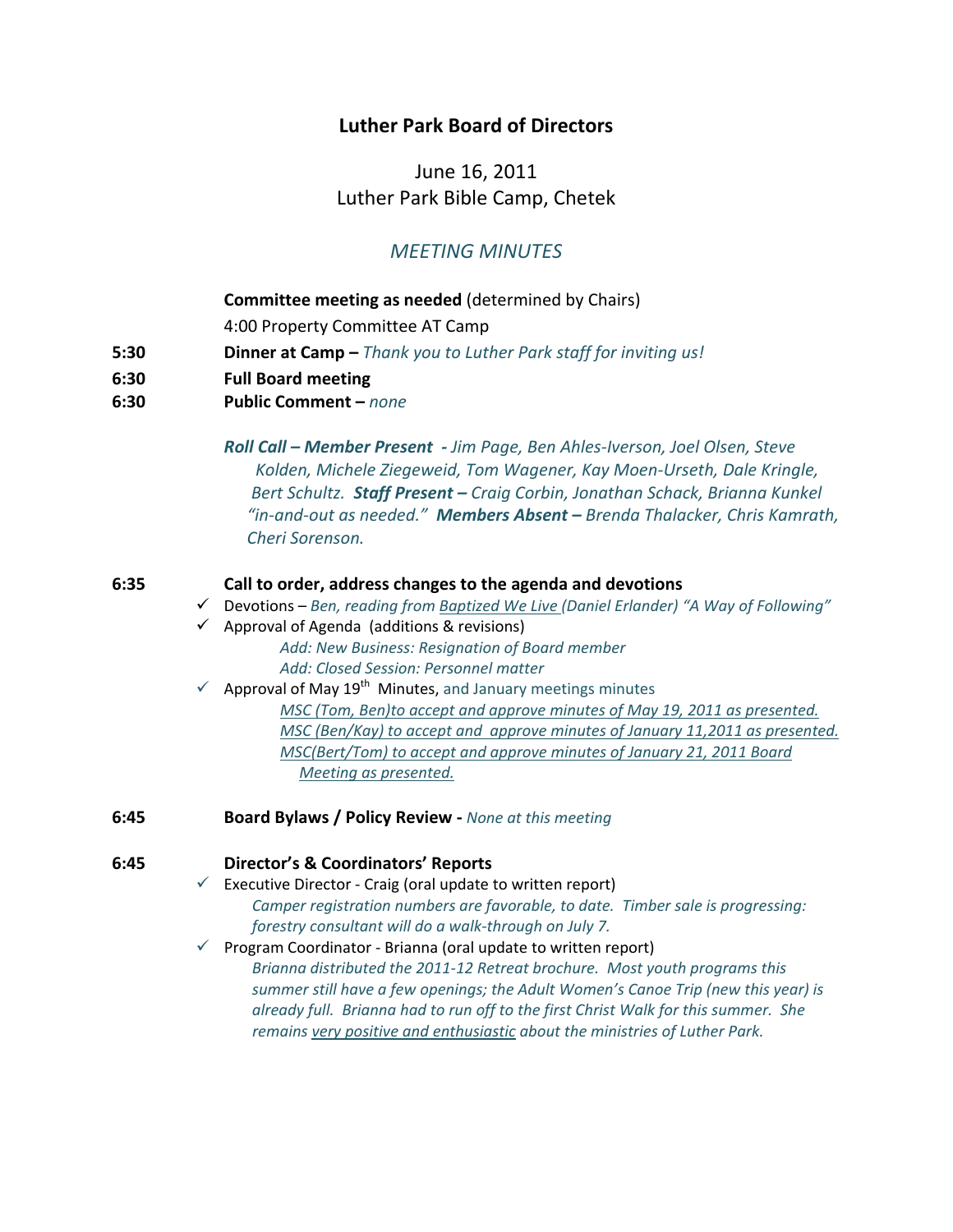# Luther Park Board of Directors

June 16, 2011
Luther Park Bible Camp, Chetek

## *MEETING MINUTES*

**Committee meeting as needed** (determined by Chairs)

4:00 Property Committee AT Camp

**5:30** **Dinner at Camp –** *Thank you to Luther Park staff for inviting us!*

**6:30** **Full Board meeting**

**6:30** **Public Comment –** *none*

***Roll Call – Member Present*** *- Jim Page, Ben Ahles-Iverson, Joel Olsen, Steve Kolden, Michele Ziegeweid, Tom Wagener, Kay Moen-Urseth, Dale Kringle, Bert Schultz.* ***Staff Present –*** *Craig Corbin, Jonathan Schack, Brianna Kunkel "in-and-out as needed."* ***Members Absent –*** *Brenda Thalacker, Chris Kamrath, Cheri Sorenson.*

**6:35** **Call to order, address changes to the agenda and devotions**

- ✓ Devotions – *Ben, reading from Baptized We Live (Daniel Erlander) "A Way of Following"*
- ✓ Approval of Agenda (additions & revisions)
  - *Add: New Business: Resignation of Board member*
  - *Add: Closed Session: Personnel matter*
- ✓ Approval of May 19th Minutes, and January meetings minutes
  - *MSC (Tom, Ben)to accept and approve minutes of May 19, 2011 as presented.*
  - *MSC (Ben/Kay) to accept and approve minutes of January 11,2011 as presented.*
  - *MSC(Bert/Tom) to accept and approve minutes of January 21, 2011 Board Meeting as presented.*

**6:45** **Board Bylaws / Policy Review -** *None at this meeting*

**6:45** **Director's & Coordinators' Reports**

- ✓ Executive Director - Craig (oral update to written report)
  - *Camper registration numbers are favorable, to date. Timber sale is progressing: forestry consultant will do a walk-through on July 7.*
- ✓ Program Coordinator - Brianna (oral update to written report)
  - *Brianna distributed the 2011-12 Retreat brochure. Most youth programs this summer still have a few openings; the Adult Women's Canoe Trip (new this year) is already full. Brianna had to run off to the first Christ Walk for this summer. She remains very positive and enthusiastic about the ministries of Luther Park.*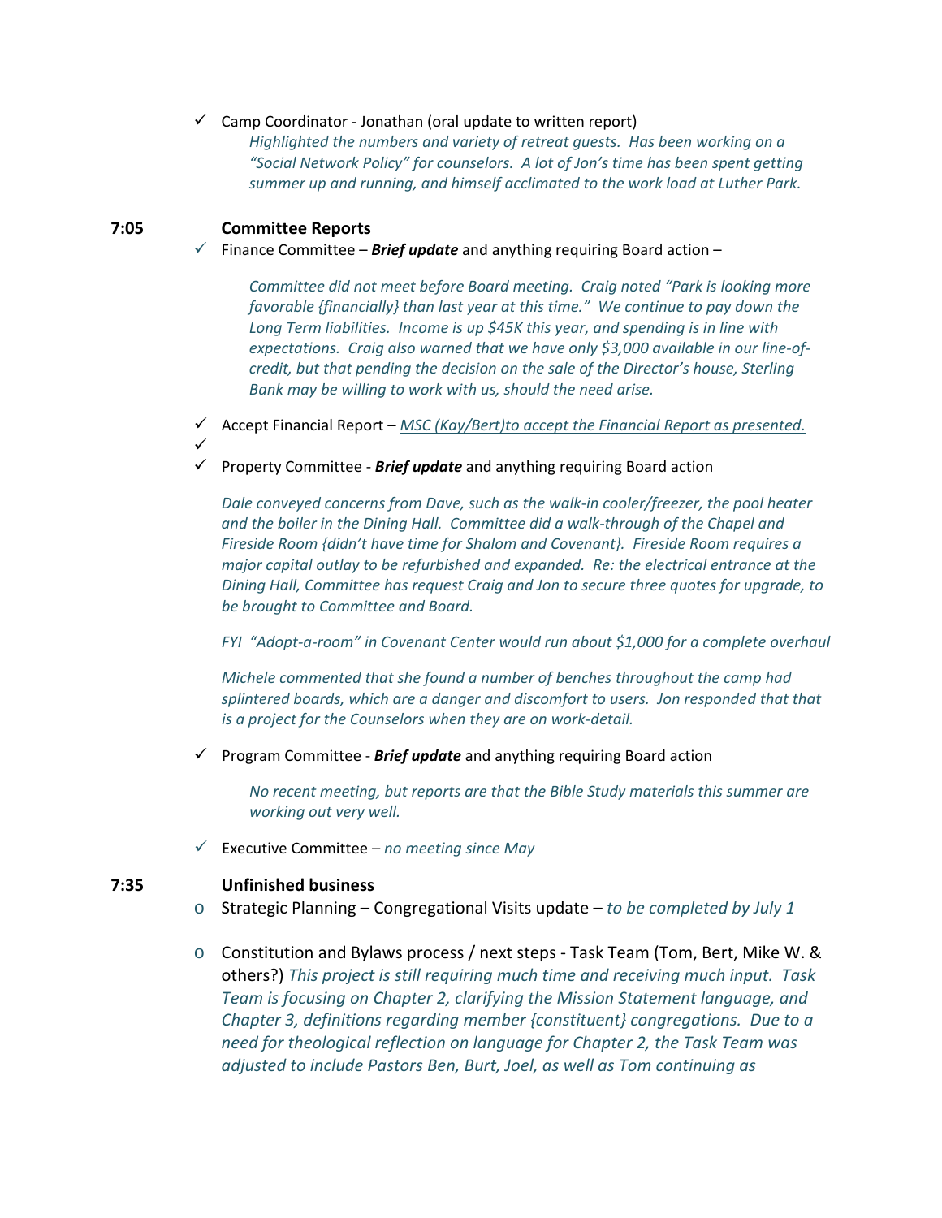- ✓ Camp Coordinator - Jonathan (oral update to written report)
  *Highlighted the numbers and variety of retreat guests. Has been working on a "Social Network Policy" for counselors. A lot of Jon's time has been spent getting summer up and running, and himself acclimated to the work load at Luther Park.*

**7:05 Committee Reports**

- ✓ Finance Committee – ***Brief update*** and anything requiring Board action –

  *Committee did not meet before Board meeting. Craig noted "Park is looking more favorable {financially} than last year at this time." We continue to pay down the Long Term liabilities. Income is up $45K this year, and spending is in line with expectations. Craig also warned that we have only $3,000 available in our line-of-credit, but that pending the decision on the sale of the Director's house, Sterling Bank may be willing to work with us, should the need arise.*

- ✓ Accept Financial Report – *MSC (Kay/Bert)to accept the Financial Report as presented.*
- ✓
- ✓ Property Committee - ***Brief update*** and anything requiring Board action

  *Dale conveyed concerns from Dave, such as the walk-in cooler/freezer, the pool heater and the boiler in the Dining Hall. Committee did a walk-through of the Chapel and Fireside Room {didn't have time for Shalom and Covenant}. Fireside Room requires a major capital outlay to be refurbished and expanded. Re: the electrical entrance at the Dining Hall, Committee has request Craig and Jon to secure three quotes for upgrade, to be brought to Committee and Board.*

  *FYI "Adopt-a-room" in Covenant Center would run about $1,000 for a complete overhaul*

  *Michele commented that she found a number of benches throughout the camp had splintered boards, which are a danger and discomfort to users. Jon responded that that is a project for the Counselors when they are on work-detail.*

- ✓ Program Committee - ***Brief update*** and anything requiring Board action

  *No recent meeting, but reports are that the Bible Study materials this summer are working out very well.*

- ✓ Executive Committee – *no meeting since May*

**7:35 Unfinished business**

- Strategic Planning – Congregational Visits update – *to be completed by July 1*
- Constitution and Bylaws process / next steps - Task Team (Tom, Bert, Mike W. & others?) *This project is still requiring much time and receiving much input. Task Team is focusing on Chapter 2, clarifying the Mission Statement language, and Chapter 3, definitions regarding member {constituent} congregations. Due to a need for theological reflection on language for Chapter 2, the Task Team was adjusted to include Pastors Ben, Burt, Joel, as well as Tom continuing as*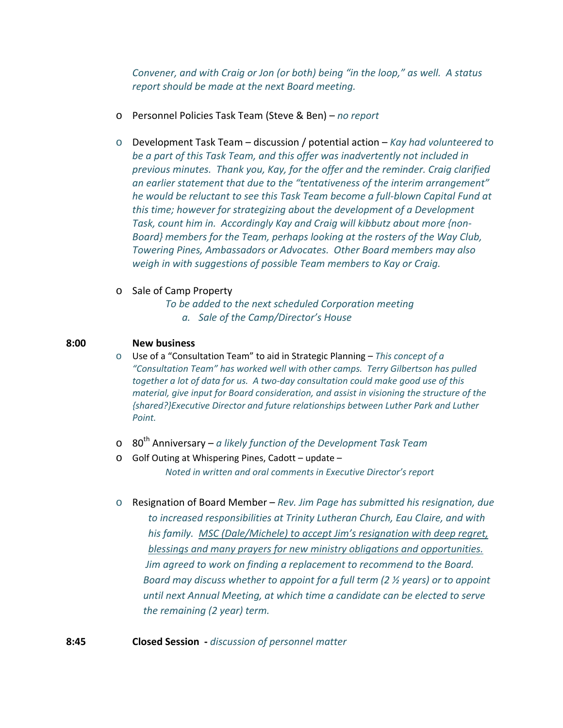*Convener, and with Craig or Jon (or both) being "in the loop," as well. A status report should be made at the next Board meeting.*

- Personnel Policies Task Team (Steve & Ben) – *no report*

- Development Task Team – discussion / potential action – *Kay had volunteered to be a part of this Task Team, and this offer was inadvertently not included in previous minutes. Thank you, Kay, for the offer and the reminder. Craig clarified an earlier statement that due to the "tentativeness of the interim arrangement" he would be reluctant to see this Task Team become a full-blown Capital Fund at this time; however for strategizing about the development of a Development Task, count him in. Accordingly Kay and Craig will kibbutz about more {non-Board} members for the Team, perhaps looking at the rosters of the Way Club, Towering Pines, Ambassadors or Advocates. Other Board members may also weigh in with suggestions of possible Team members to Kay or Craig.*

- Sale of Camp Property

  *To be added to the next scheduled Corporation meeting*

  *a. Sale of the Camp/Director's House*

**8:00** **New business**

- Use of a "Consultation Team" to aid in Strategic Planning – *This concept of a "Consultation Team" has worked well with other camps. Terry Gilbertson has pulled together a lot of data for us. A two-day consultation could make good use of this material, give input for Board consideration, and assist in visioning the structure of the {shared?}Executive Director and future relationships between Luther Park and Luther Point.*

- 80th Anniversary – *a likely function of the Development Task Team*
- Golf Outing at Whispering Pines, Cadott – update –

  *Noted in written and oral comments in Executive Director's report*

- Resignation of Board Member – *Rev. Jim Page has submitted his resignation, due to increased responsibilities at Trinity Lutheran Church, Eau Claire, and with his family. <u>MSC (Dale/Michele) to accept Jim's resignation with deep regret, blessings and many prayers for new ministry obligations and opportunities.</u> Jim agreed to work on finding a replacement to recommend to the Board. Board may discuss whether to appoint for a full term (2 ½ years) or to appoint until next Annual Meeting, at which time a candidate can be elected to serve the remaining (2 year) term.*

**8:45** **Closed Session** - *discussion of personnel matter*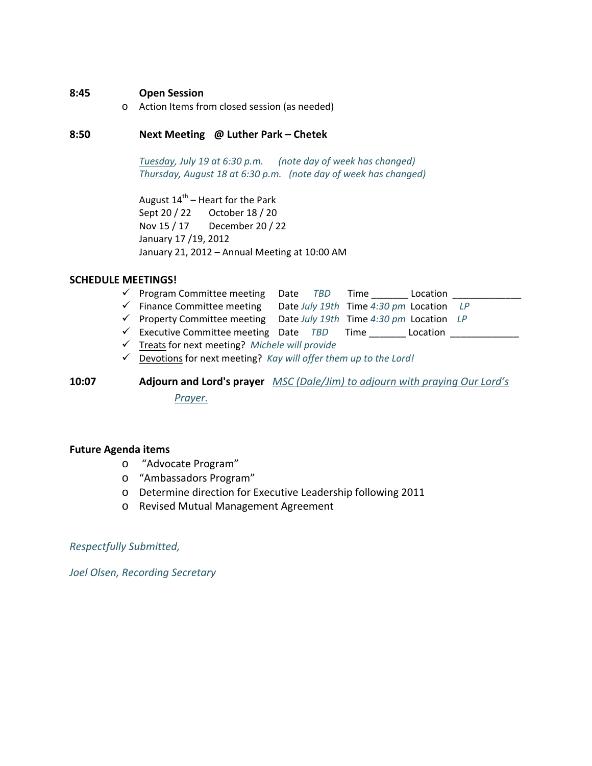**8:45** **Open Session**

- Action Items from closed session (as needed)

**8:50** **Next Meeting @ Luther Park – Chetek**

*Tuesday, July 19 at 6:30 p.m.* *(note day of week has changed)*
*Thursday, August 18 at 6:30 p.m.* *(note day of week has changed)*

August 14th – Heart for the Park
Sept 20 / 22 October 18 / 20
Nov 15 / 17 December 20 / 22
January 17 /19, 2012
January 21, 2012 – Annual Meeting at 10:00 AM

**SCHEDULE MEETINGS!**

- ✓ Program Committee meeting Date *TBD* Time _______ Location _____________
- ✓ Finance Committee meeting Date *July 19th* Time *4:30 pm* Location *LP*
- ✓ Property Committee meeting Date *July 19th* Time *4:30 pm* Location *LP*
- ✓ Executive Committee meeting Date *TBD* Time _______ Location _____________
- ✓ Treats for next meeting? *Michele will provide*
- ✓ Devotions for next meeting? *Kay will offer them up to the Lord!*

**10:07** **Adjourn and Lord's prayer** *MSC (Dale/Jim) to adjourn with praying Our Lord's Prayer.*

**Future Agenda items**

- "Advocate Program"
- "Ambassadors Program"
- Determine direction for Executive Leadership following 2011
- Revised Mutual Management Agreement

*Respectfully Submitted,*

*Joel Olsen, Recording Secretary*